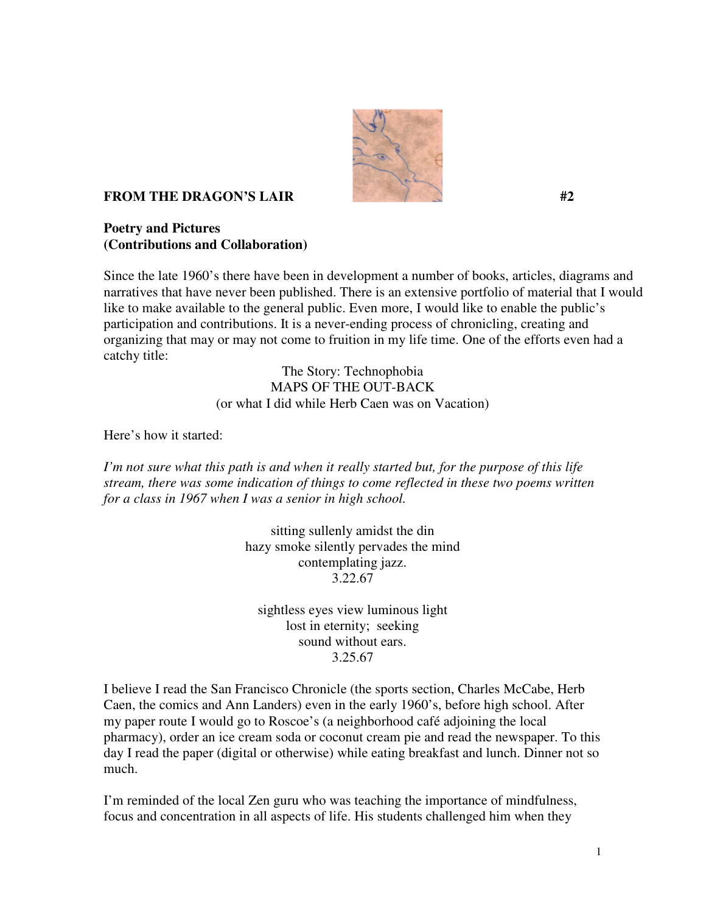**FROM THE DRAGON'S LAIR** **#2**

**Poetry and Pictures**
**(Contributions and Collaboration)**

Since the late 1960's there have been in development a number of books, articles, diagrams and narratives that have never been published. There is an extensive portfolio of material that I would like to make available to the general public. Even more, I would like to enable the public's participation and contributions. It is a never-ending process of chronicling, creating and organizing that may or may not come to fruition in my life time. One of the efforts even had a catchy title:

The Story: Technophobia
MAPS OF THE OUT-BACK
(or what I did while Herb Caen was on Vacation)

Here's how it started:

*I'm not sure what this path is and when it really started but, for the purpose of this life stream, there was some indication of things to come reflected in these two poems written for a class in 1967 when I was a senior in high school.*

sitting sullenly amidst the din
hazy smoke silently pervades the mind
contemplating jazz.
3.22.67

sightless eyes view luminous light
lost in eternity; seeking
sound without ears.
3.25.67

I believe I read the San Francisco Chronicle (the sports section, Charles McCabe, Herb Caen, the comics and Ann Landers) even in the early 1960's, before high school. After my paper route I would go to Roscoe's (a neighborhood café adjoining the local pharmacy), order an ice cream soda or coconut cream pie and read the newspaper. To this day I read the paper (digital or otherwise) while eating breakfast and lunch. Dinner not so much.

I'm reminded of the local Zen guru who was teaching the importance of mindfulness, focus and concentration in all aspects of life. His students challenged him when they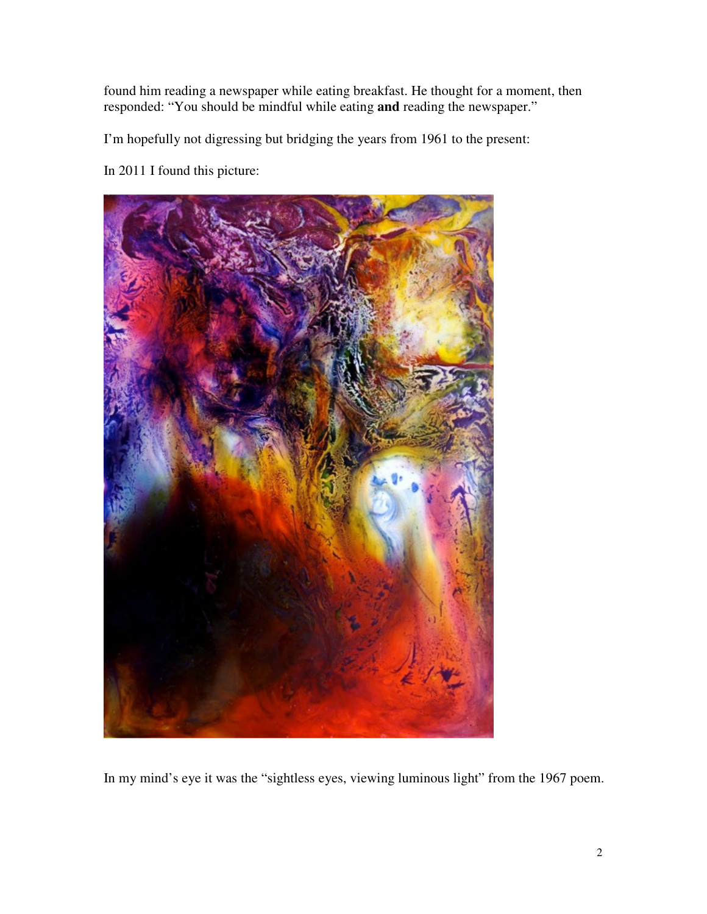found him reading a newspaper while eating breakfast. He thought for a moment, then responded: "You should be mindful while eating **and** reading the newspaper."

I'm hopefully not digressing but bridging the years from 1961 to the present:

In 2011 I found this picture:

In my mind's eye it was the "sightless eyes, viewing luminous light" from the 1967 poem.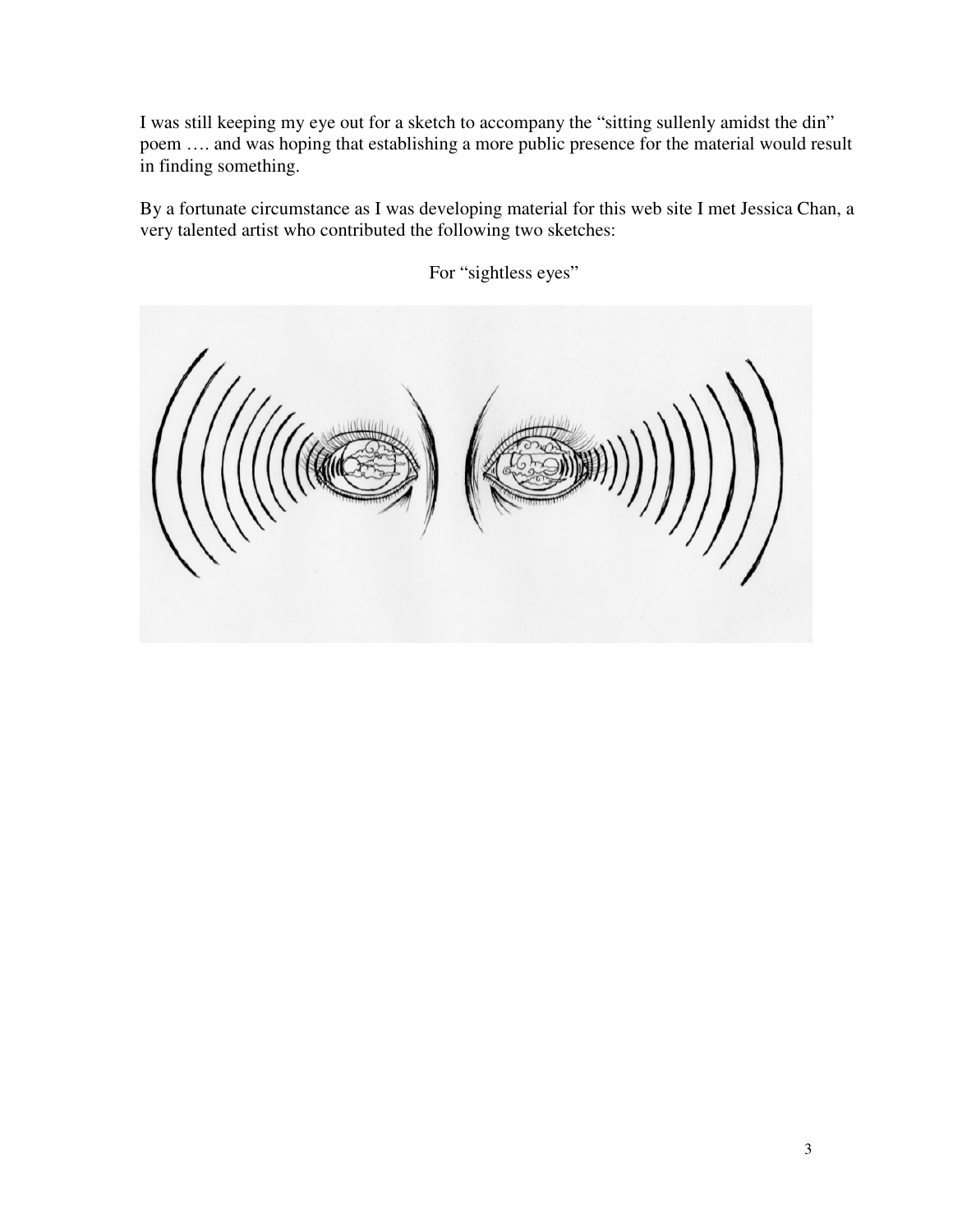I was still keeping my eye out for a sketch to accompany the "sitting sullenly amidst the din" poem …. and was hoping that establishing a more public presence for the material would result in finding something.

By a fortunate circumstance as I was developing material for this web site I met Jessica Chan, a very talented artist who contributed the following two sketches:

For "sightless eyes"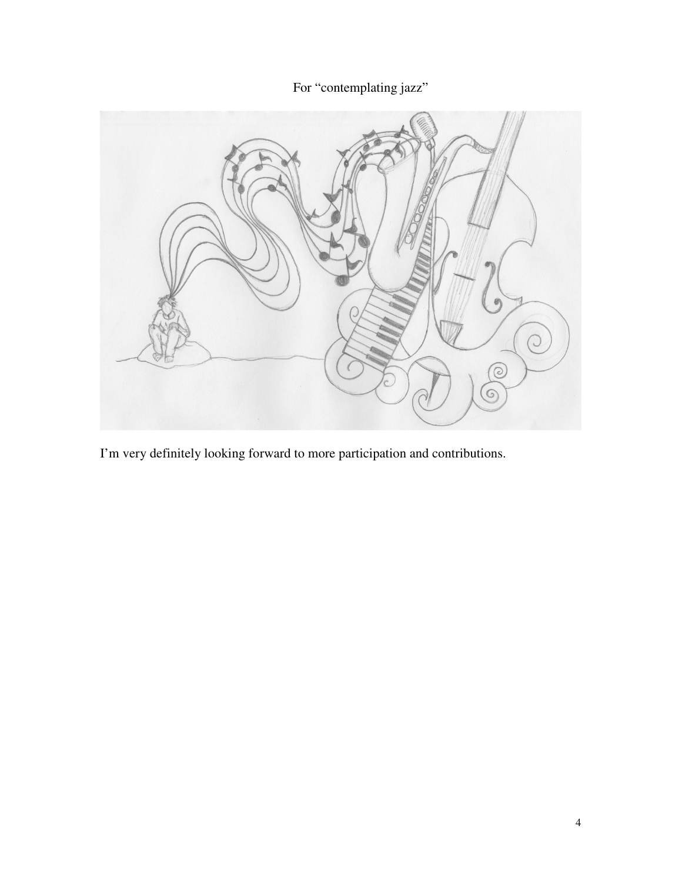For “contemplating jazz”

I’m very definitely looking forward to more participation and contributions.